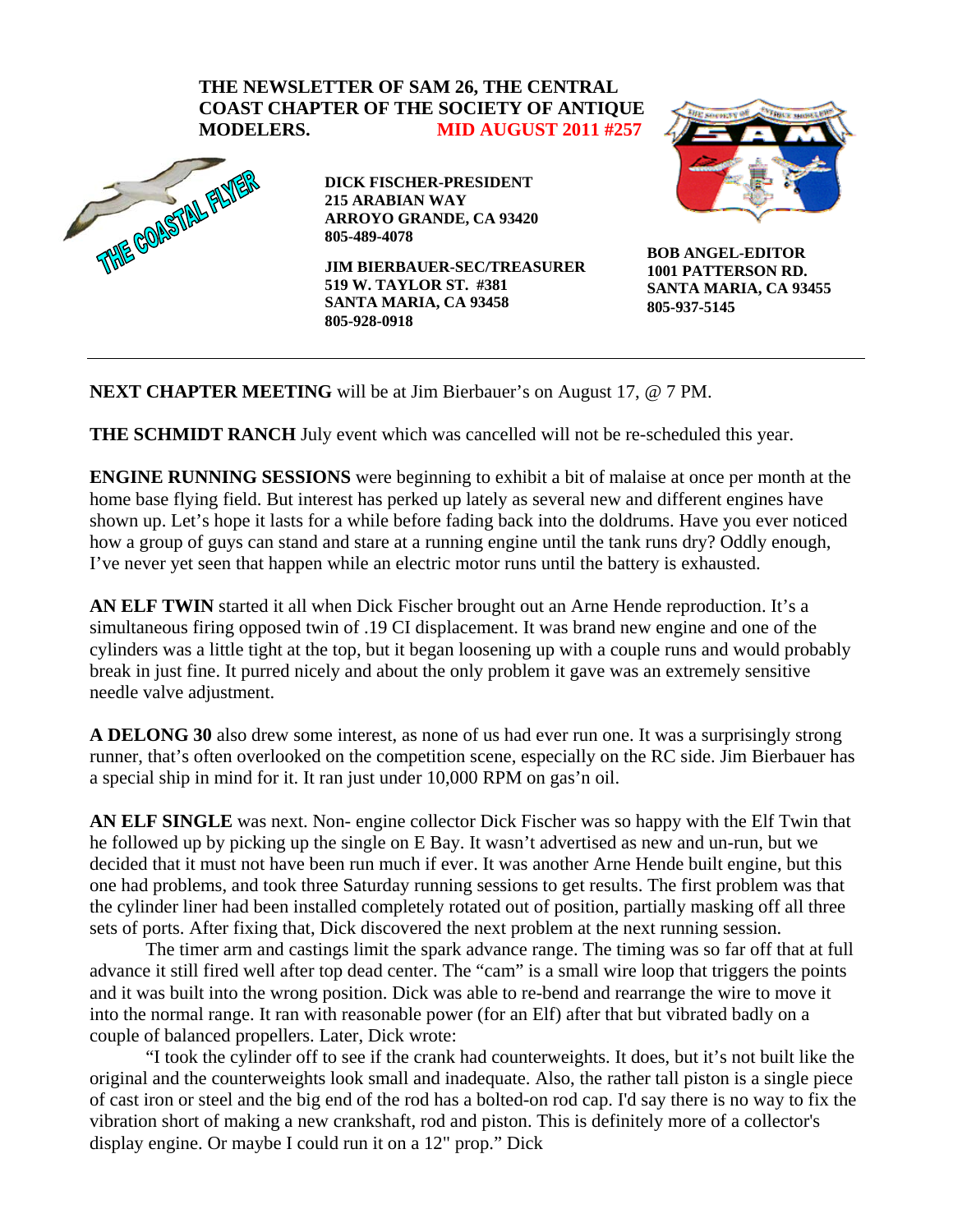**THE NEWSLETTER OF SAM 26, THE CENTRAL COAST CHAPTER OF THE SOCIETY OF ANTIQUE MODELERS.** **MID AUGUST 2011 #257**

THE COASTAL FLYER

**DICK FISCHER-PRESIDENT**
**215 ARABIAN WAY**
**ARROYO GRANDE, CA 93420**
**805-489-4078**

**JIM BIERBAUER-SEC/TREASURER**
**519 W. TAYLOR ST. #381**
**SANTA MARIA, CA 93458**
**805-928-0918**

**BOB ANGEL-EDITOR**
**1001 PATTERSON RD.**
**SANTA MARIA, CA 93455**
**805-937-5145**

---

**NEXT CHAPTER MEETING** will be at Jim Bierbauer's on August 17, @ 7 PM.

**THE SCHMIDT RANCH** July event which was cancelled will not be re-scheduled this year.

**ENGINE RUNNING SESSIONS** were beginning to exhibit a bit of malaise at once per month at the home base flying field. But interest has perked up lately as several new and different engines have shown up. Let's hope it lasts for a while before fading back into the doldrums. Have you ever noticed how a group of guys can stand and stare at a running engine until the tank runs dry? Oddly enough, I've never yet seen that happen while an electric motor runs until the battery is exhausted.

**AN ELF TWIN** started it all when Dick Fischer brought out an Arne Hende reproduction. It's a simultaneous firing opposed twin of .19 CI displacement. It was brand new engine and one of the cylinders was a little tight at the top, but it began loosening up with a couple runs and would probably break in just fine. It purred nicely and about the only problem it gave was an extremely sensitive needle valve adjustment.

**A DELONG 30** also drew some interest, as none of us had ever run one. It was a surprisingly strong runner, that's often overlooked on the competition scene, especially on the RC side. Jim Bierbauer has a special ship in mind for it. It ran just under 10,000 RPM on gas'n oil.

**AN ELF SINGLE** was next. Non- engine collector Dick Fischer was so happy with the Elf Twin that he followed up by picking up the single on E Bay. It wasn't advertised as new and un-run, but we decided that it must not have been run much if ever. It was another Arne Hende built engine, but this one had problems, and took three Saturday running sessions to get results. The first problem was that the cylinder liner had been installed completely rotated out of position, partially masking off all three sets of ports. After fixing that, Dick discovered the next problem at the next running session.

The timer arm and castings limit the spark advance range. The timing was so far off that at full advance it still fired well after top dead center. The "cam" is a small wire loop that triggers the points and it was built into the wrong position. Dick was able to re-bend and rearrange the wire to move it into the normal range. It ran with reasonable power (for an Elf) after that but vibrated badly on a couple of balanced propellers. Later, Dick wrote:

"I took the cylinder off to see if the crank had counterweights. It does, but it's not built like the original and the counterweights look small and inadequate. Also, the rather tall piston is a single piece of cast iron or steel and the big end of the rod has a bolted-on rod cap. I'd say there is no way to fix the vibration short of making a new crankshaft, rod and piston. This is definitely more of a collector's display engine. Or maybe I could run it on a 12" prop." Dick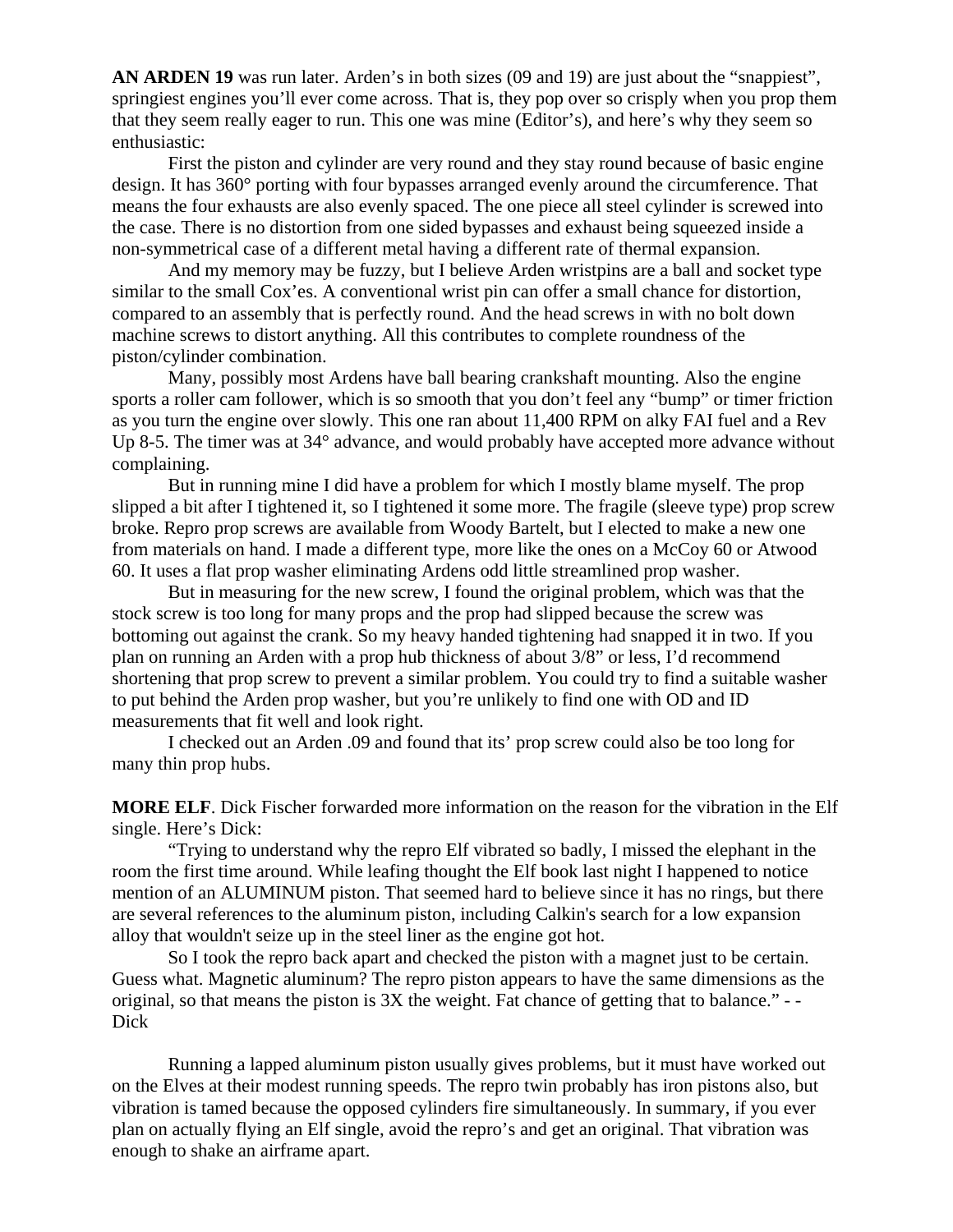**AN ARDEN 19** was run later. Arden's in both sizes (09 and 19) are just about the "snappiest", springiest engines you'll ever come across. That is, they pop over so crisply when you prop them that they seem really eager to run. This one was mine (Editor's), and here's why they seem so enthusiastic:

First the piston and cylinder are very round and they stay round because of basic engine design. It has 360° porting with four bypasses arranged evenly around the circumference. That means the four exhausts are also evenly spaced. The one piece all steel cylinder is screwed into the case. There is no distortion from one sided bypasses and exhaust being squeezed inside a non-symmetrical case of a different metal having a different rate of thermal expansion.

And my memory may be fuzzy, but I believe Arden wristpins are a ball and socket type similar to the small Cox'es. A conventional wrist pin can offer a small chance for distortion, compared to an assembly that is perfectly round. And the head screws in with no bolt down machine screws to distort anything. All this contributes to complete roundness of the piston/cylinder combination.

Many, possibly most Ardens have ball bearing crankshaft mounting. Also the engine sports a roller cam follower, which is so smooth that you don't feel any "bump" or timer friction as you turn the engine over slowly. This one ran about 11,400 RPM on alky FAI fuel and a Rev Up 8-5. The timer was at 34° advance, and would probably have accepted more advance without complaining.

But in running mine I did have a problem for which I mostly blame myself. The prop slipped a bit after I tightened it, so I tightened it some more. The fragile (sleeve type) prop screw broke. Repro prop screws are available from Woody Bartelt, but I elected to make a new one from materials on hand. I made a different type, more like the ones on a McCoy 60 or Atwood 60. It uses a flat prop washer eliminating Ardens odd little streamlined prop washer.

But in measuring for the new screw, I found the original problem, which was that the stock screw is too long for many props and the prop had slipped because the screw was bottoming out against the crank. So my heavy handed tightening had snapped it in two. If you plan on running an Arden with a prop hub thickness of about 3/8" or less, I'd recommend shortening that prop screw to prevent a similar problem. You could try to find a suitable washer to put behind the Arden prop washer, but you're unlikely to find one with OD and ID measurements that fit well and look right.

I checked out an Arden .09 and found that its' prop screw could also be too long for many thin prop hubs.

**MORE ELF**. Dick Fischer forwarded more information on the reason for the vibration in the Elf single. Here's Dick:

"Trying to understand why the repro Elf vibrated so badly, I missed the elephant in the room the first time around. While leafing thought the Elf book last night I happened to notice mention of an ALUMINUM piston. That seemed hard to believe since it has no rings, but there are several references to the aluminum piston, including Calkin's search for a low expansion alloy that wouldn't seize up in the steel liner as the engine got hot.

So I took the repro back apart and checked the piston with a magnet just to be certain. Guess what. Magnetic aluminum? The repro piston appears to have the same dimensions as the original, so that means the piston is 3X the weight. Fat chance of getting that to balance." - - Dick

Running a lapped aluminum piston usually gives problems, but it must have worked out on the Elves at their modest running speeds. The repro twin probably has iron pistons also, but vibration is tamed because the opposed cylinders fire simultaneously. In summary, if you ever plan on actually flying an Elf single, avoid the repro's and get an original. That vibration was enough to shake an airframe apart.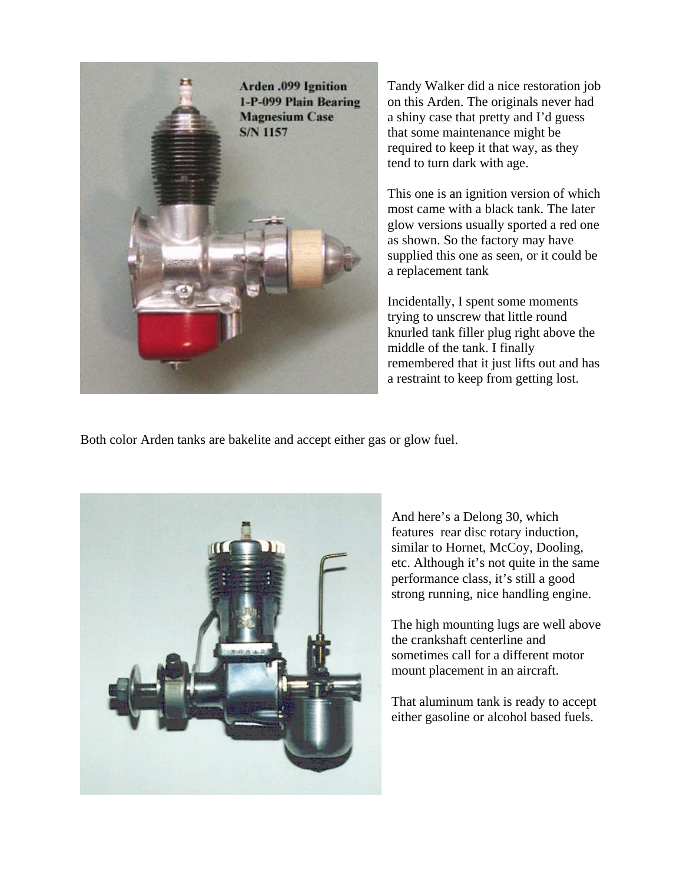Tandy Walker did a nice restoration job on this Arden. The originals never had a shiny case that pretty and I'd guess that some maintenance might be required to keep it that way, as they tend to turn dark with age.

This one is an ignition version of which most came with a black tank. The later glow versions usually sported a red one as shown. So the factory may have supplied this one as seen, or it could be a replacement tank

Incidentally, I spent some moments trying to unscrew that little round knurled tank filler plug right above the middle of the tank. I finally remembered that it just lifts out and has a restraint to keep from getting lost.

Both color Arden tanks are bakelite and accept either gas or glow fuel.

And here's a Delong 30, which features rear disc rotary induction, similar to Hornet, McCoy, Dooling, etc. Although it's not quite in the same performance class, it's still a good strong running, nice handling engine.

The high mounting lugs are well above the crankshaft centerline and sometimes call for a different motor mount placement in an aircraft.

That aluminum tank is ready to accept either gasoline or alcohol based fuels.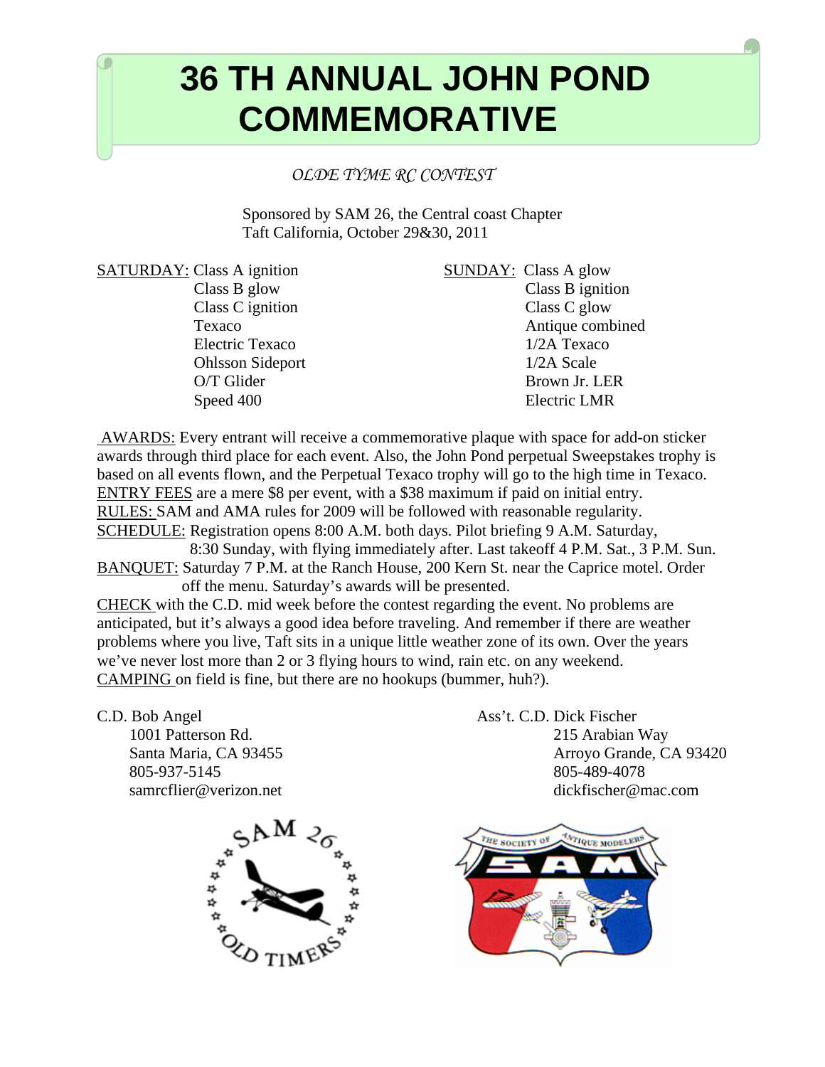# 36 TH ANNUAL JOHN POND COMMEMORATIVE

*OLDE TYME RC CONTEST*

Sponsored by SAM 26, the Central coast Chapter
Taft California, October 29&30, 2011

SATURDAY:
- Class A ignition
- Class B glow
- Class C ignition
- Texaco
- Electric Texaco
- Ohlsson Sideport
- O/T Glider
- Speed 400

SUNDAY:
- Class A glow
- Class B ignition
- Class C glow
- Antique combined
- 1/2A Texaco
- 1/2A Scale
- Brown Jr. LER
- Electric LMR

AWARDS: Every entrant will receive a commemorative plaque with space for add-on sticker awards through third place for each event. Also, the John Pond perpetual Sweepstakes trophy is based on all events flown, and the Perpetual Texaco trophy will go to the high time in Texaco.

ENTRY FEES are a mere $8 per event, with a $38 maximum if paid on initial entry.

RULES: SAM and AMA rules for 2009 will be followed with reasonable regularity.

SCHEDULE: Registration opens 8:00 A.M. both days. Pilot briefing 9 A.M. Saturday, 8:30 Sunday, with flying immediately after. Last takeoff 4 P.M. Sat., 3 P.M. Sun.

BANQUET: Saturday 7 P.M. at the Ranch House, 200 Kern St. near the Caprice motel. Order off the menu. Saturday's awards will be presented.

CHECK with the C.D. mid week before the contest regarding the event. No problems are anticipated, but it's always a good idea before traveling. And remember if there are weather problems where you live, Taft sits in a unique little weather zone of its own. Over the years we've never lost more than 2 or 3 flying hours to wind, rain etc. on any weekend.

CAMPING on field is fine, but there are no hookups (bummer, huh?).

C.D. Bob Angel
1001 Patterson Rd.
Santa Maria, CA 93455
805-937-5145
samrcflier@verizon.net

Ass't. C.D. Dick Fischer
215 Arabian Way
Arroyo Grande, CA 93420
805-489-4078
dickfischer@mac.com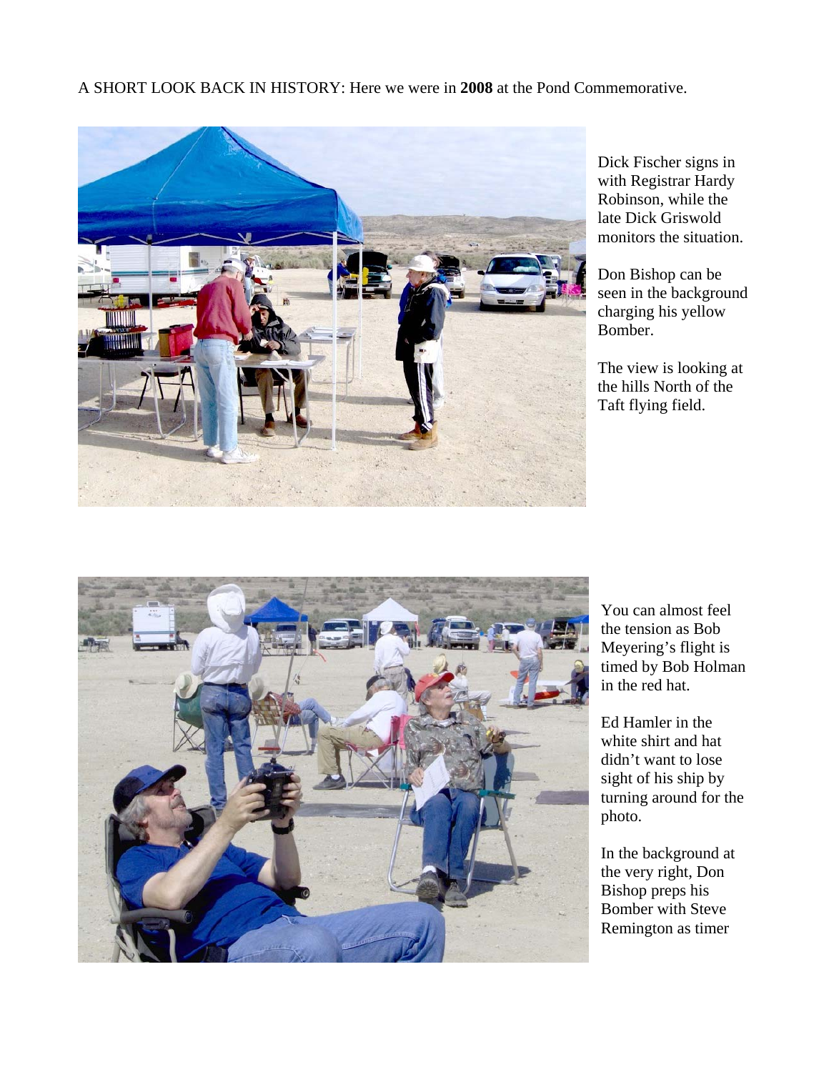A SHORT LOOK BACK IN HISTORY: Here we were in **2008** at the Pond Commemorative.

Dick Fischer signs in with Registrar Hardy Robinson, while the late Dick Griswold monitors the situation.

Don Bishop can be seen in the background charging his yellow Bomber.

The view is looking at the hills North of the Taft flying field.

You can almost feel the tension as Bob Meyering's flight is timed by Bob Holman in the red hat.

Ed Hamler in the white shirt and hat didn't want to lose sight of his ship by turning around for the photo.

In the background at the very right, Don Bishop preps his Bomber with Steve Remington as timer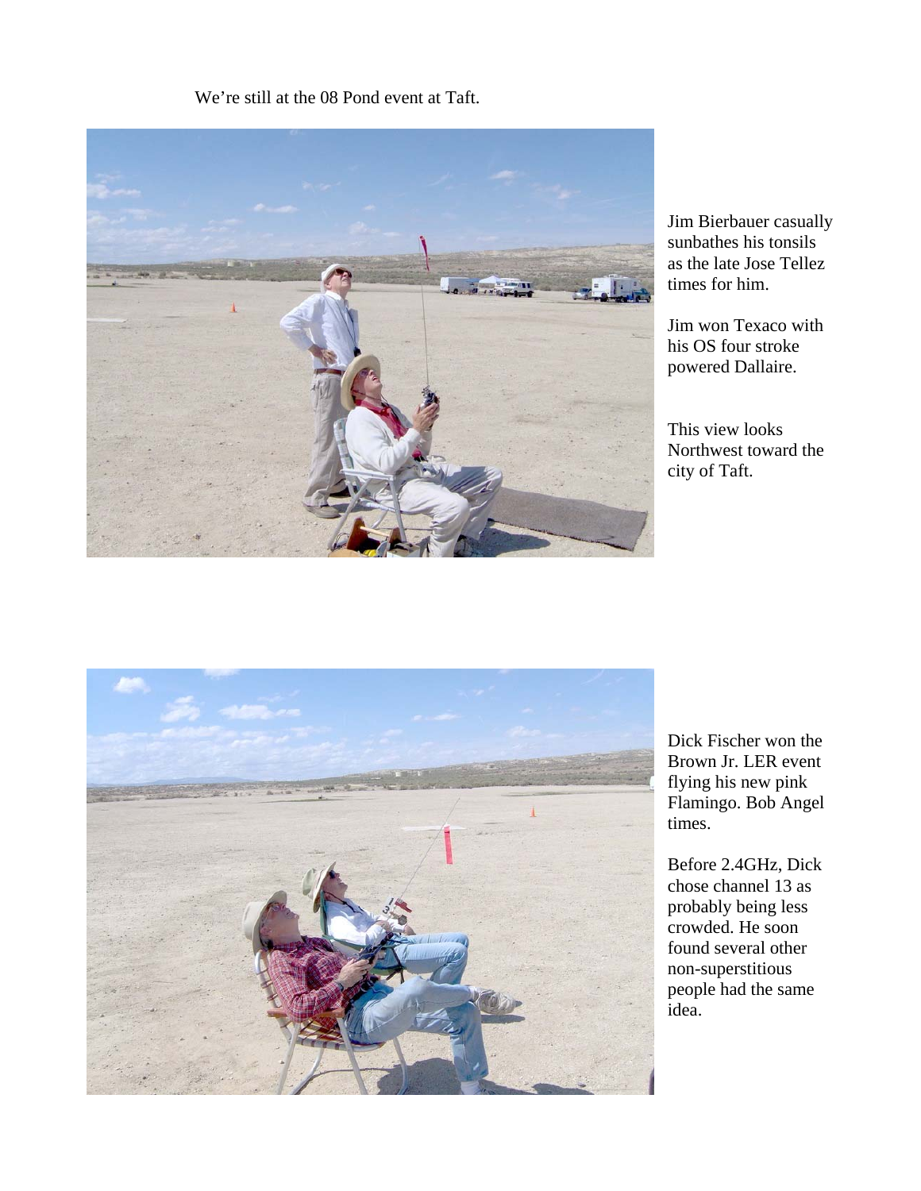We're still at the 08 Pond event at Taft.

Jim Bierbauer casually sunbathes his tonsils as the late Jose Tellez times for him.

Jim won Texaco with his OS four stroke powered Dallaire.

This view looks Northwest toward the city of Taft.

Dick Fischer won the Brown Jr. LER event flying his new pink Flamingo. Bob Angel times.

Before 2.4GHz, Dick chose channel 13 as probably being less crowded. He soon found several other non-superstitious people had the same idea.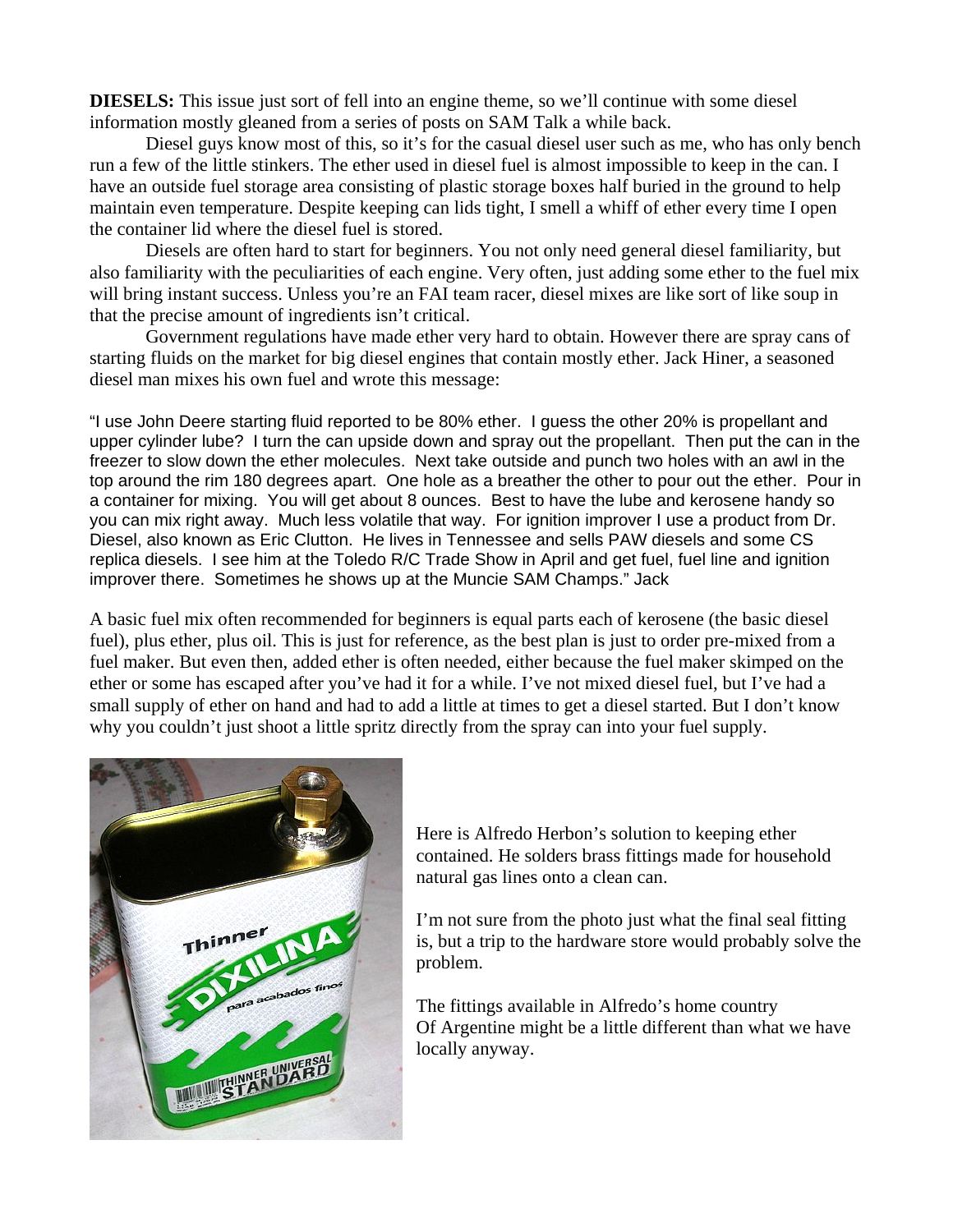**DIESELS:** This issue just sort of fell into an engine theme, so we'll continue with some diesel information mostly gleaned from a series of posts on SAM Talk a while back.

Diesel guys know most of this, so it's for the casual diesel user such as me, who has only bench run a few of the little stinkers. The ether used in diesel fuel is almost impossible to keep in the can. I have an outside fuel storage area consisting of plastic storage boxes half buried in the ground to help maintain even temperature. Despite keeping can lids tight, I smell a whiff of ether every time I open the container lid where the diesel fuel is stored.

Diesels are often hard to start for beginners. You not only need general diesel familiarity, but also familiarity with the peculiarities of each engine. Very often, just adding some ether to the fuel mix will bring instant success. Unless you're an FAI team racer, diesel mixes are like sort of like soup in that the precise amount of ingredients isn't critical.

Government regulations have made ether very hard to obtain. However there are spray cans of starting fluids on the market for big diesel engines that contain mostly ether. Jack Hiner, a seasoned diesel man mixes his own fuel and wrote this message:

"I use John Deere starting fluid reported to be 80% ether. I guess the other 20% is propellant and upper cylinder lube? I turn the can upside down and spray out the propellant. Then put the can in the freezer to slow down the ether molecules. Next take outside and punch two holes with an awl in the top around the rim 180 degrees apart. One hole as a breather the other to pour out the ether. Pour in a container for mixing. You will get about 8 ounces. Best to have the lube and kerosene handy so you can mix right away. Much less volatile that way. For ignition improver I use a product from Dr. Diesel, also known as Eric Clutton. He lives in Tennessee and sells PAW diesels and some CS replica diesels. I see him at the Toledo R/C Trade Show in April and get fuel, fuel line and ignition improver there. Sometimes he shows up at the Muncie SAM Champs." Jack

A basic fuel mix often recommended for beginners is equal parts each of kerosene (the basic diesel fuel), plus ether, plus oil. This is just for reference, as the best plan is just to order pre-mixed from a fuel maker. But even then, added ether is often needed, either because the fuel maker skimped on the ether or some has escaped after you've had it for a while. I've not mixed diesel fuel, but I've had a small supply of ether on hand and had to add a little at times to get a diesel started. But I don't know why you couldn't just shoot a little spritz directly from the spray can into your fuel supply.

Here is Alfredo Herbon's solution to keeping ether contained. He solders brass fittings made for household natural gas lines onto a clean can.

I'm not sure from the photo just what the final seal fitting is, but a trip to the hardware store would probably solve the problem.

The fittings available in Alfredo's home country Of Argentine might be a little different than what we have locally anyway.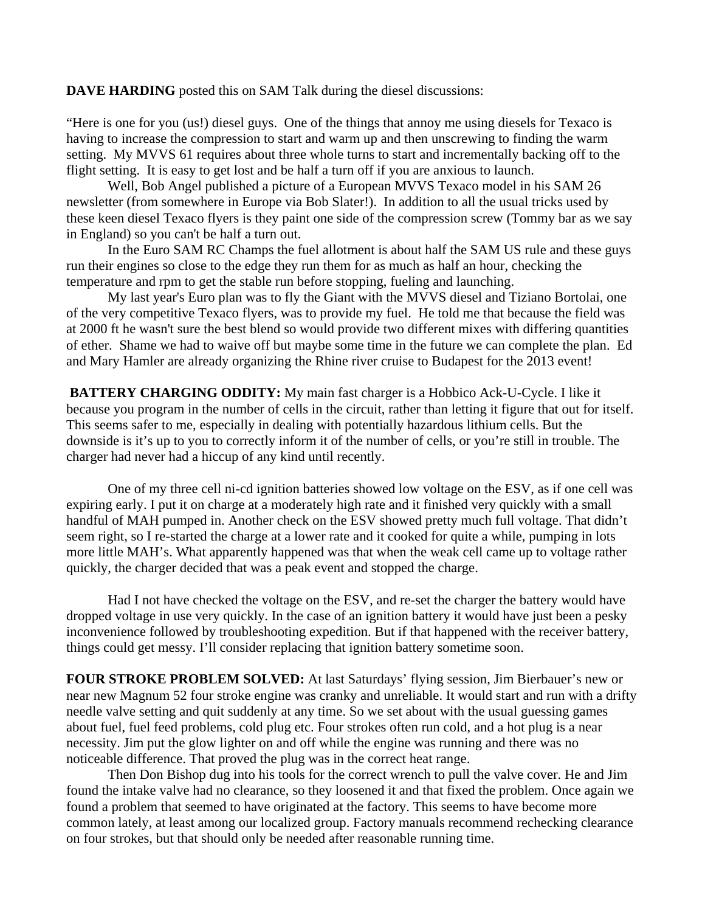**DAVE HARDING** posted this on SAM Talk during the diesel discussions:

"Here is one for you (us!) diesel guys. One of the things that annoy me using diesels for Texaco is having to increase the compression to start and warm up and then unscrewing to finding the warm setting. My MVVS 61 requires about three whole turns to start and incrementally backing off to the flight setting. It is easy to get lost and be half a turn off if you are anxious to launch.

Well, Bob Angel published a picture of a European MVVS Texaco model in his SAM 26 newsletter (from somewhere in Europe via Bob Slater!). In addition to all the usual tricks used by these keen diesel Texaco flyers is they paint one side of the compression screw (Tommy bar as we say in England) so you can't be half a turn out.

In the Euro SAM RC Champs the fuel allotment is about half the SAM US rule and these guys run their engines so close to the edge they run them for as much as half an hour, checking the temperature and rpm to get the stable run before stopping, fueling and launching.

My last year's Euro plan was to fly the Giant with the MVVS diesel and Tiziano Bortolai, one of the very competitive Texaco flyers, was to provide my fuel. He told me that because the field was at 2000 ft he wasn't sure the best blend so would provide two different mixes with differing quantities of ether. Shame we had to waive off but maybe some time in the future we can complete the plan. Ed and Mary Hamler are already organizing the Rhine river cruise to Budapest for the 2013 event!

**BATTERY CHARGING ODDITY:** My main fast charger is a Hobbico Ack-U-Cycle. I like it because you program in the number of cells in the circuit, rather than letting it figure that out for itself. This seems safer to me, especially in dealing with potentially hazardous lithium cells. But the downside is it's up to you to correctly inform it of the number of cells, or you're still in trouble. The charger had never had a hiccup of any kind until recently.

One of my three cell ni-cd ignition batteries showed low voltage on the ESV, as if one cell was expiring early. I put it on charge at a moderately high rate and it finished very quickly with a small handful of MAH pumped in. Another check on the ESV showed pretty much full voltage. That didn't seem right, so I re-started the charge at a lower rate and it cooked for quite a while, pumping in lots more little MAH's. What apparently happened was that when the weak cell came up to voltage rather quickly, the charger decided that was a peak event and stopped the charge.

Had I not have checked the voltage on the ESV, and re-set the charger the battery would have dropped voltage in use very quickly. In the case of an ignition battery it would have just been a pesky inconvenience followed by troubleshooting expedition. But if that happened with the receiver battery, things could get messy. I'll consider replacing that ignition battery sometime soon.

**FOUR STROKE PROBLEM SOLVED:** At last Saturdays' flying session, Jim Bierbauer's new or near new Magnum 52 four stroke engine was cranky and unreliable. It would start and run with a drifty needle valve setting and quit suddenly at any time. So we set about with the usual guessing games about fuel, fuel feed problems, cold plug etc. Four strokes often run cold, and a hot plug is a near necessity. Jim put the glow lighter on and off while the engine was running and there was no noticeable difference. That proved the plug was in the correct heat range.

Then Don Bishop dug into his tools for the correct wrench to pull the valve cover. He and Jim found the intake valve had no clearance, so they loosened it and that fixed the problem. Once again we found a problem that seemed to have originated at the factory. This seems to have become more common lately, at least among our localized group. Factory manuals recommend rechecking clearance on four strokes, but that should only be needed after reasonable running time.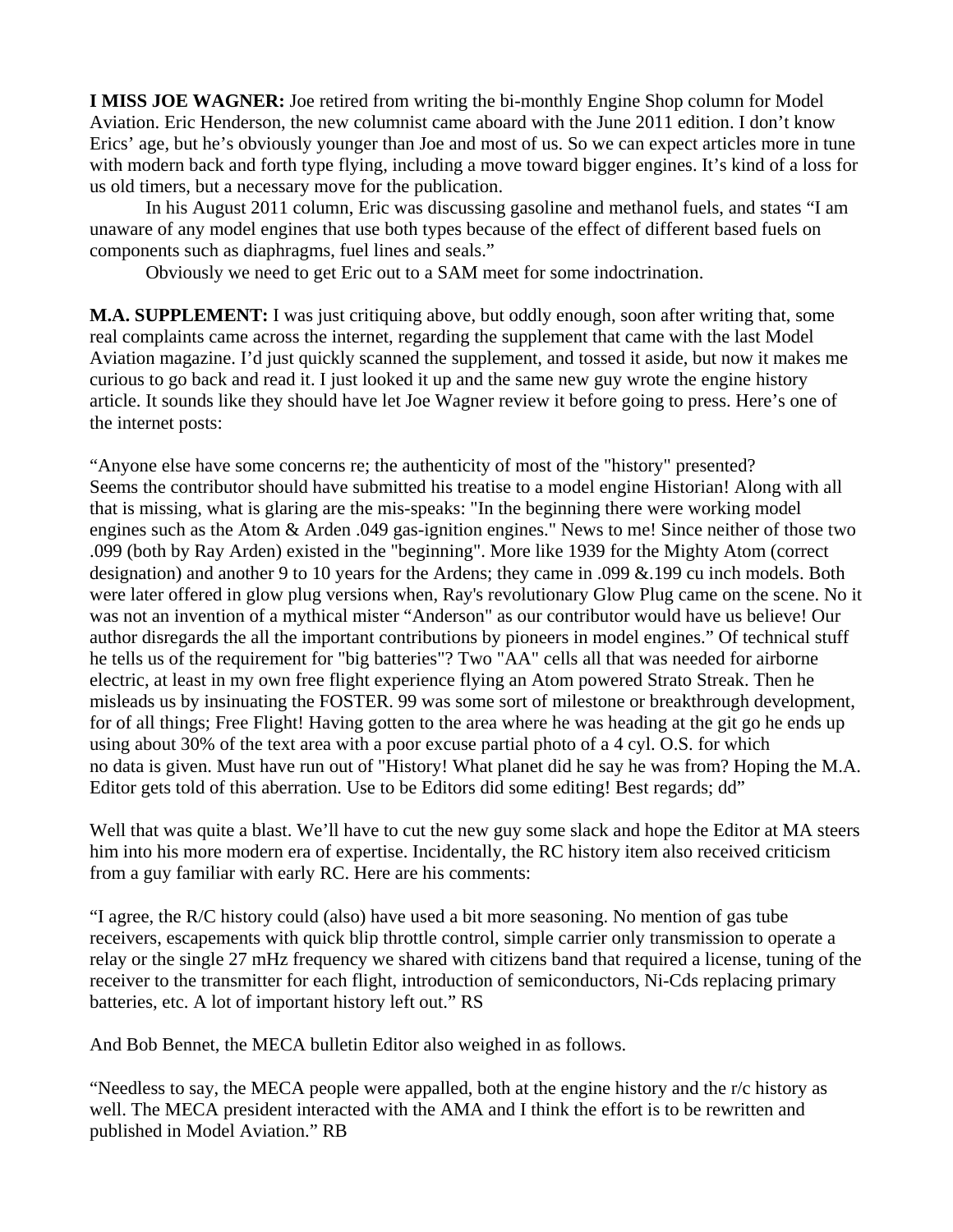**I MISS JOE WAGNER:** Joe retired from writing the bi-monthly Engine Shop column for Model Aviation. Eric Henderson, the new columnist came aboard with the June 2011 edition. I don't know Erics' age, but he's obviously younger than Joe and most of us. So we can expect articles more in tune with modern back and forth type flying, including a move toward bigger engines. It's kind of a loss for us old timers, but a necessary move for the publication.

In his August 2011 column, Eric was discussing gasoline and methanol fuels, and states "I am unaware of any model engines that use both types because of the effect of different based fuels on components such as diaphragms, fuel lines and seals."

Obviously we need to get Eric out to a SAM meet for some indoctrination.

**M.A. SUPPLEMENT:** I was just critiquing above, but oddly enough, soon after writing that, some real complaints came across the internet, regarding the supplement that came with the last Model Aviation magazine. I'd just quickly scanned the supplement, and tossed it aside, but now it makes me curious to go back and read it. I just looked it up and the same new guy wrote the engine history article. It sounds like they should have let Joe Wagner review it before going to press. Here's one of the internet posts:

"Anyone else have some concerns re; the authenticity of most of the "history" presented? Seems the contributor should have submitted his treatise to a model engine Historian! Along with all that is missing, what is glaring are the mis-speaks: "In the beginning there were working model engines such as the Atom & Arden .049 gas-ignition engines." News to me! Since neither of those two .099 (both by Ray Arden) existed in the "beginning". More like 1939 for the Mighty Atom (correct designation) and another 9 to 10 years for the Ardens; they came in .099 &.199 cu inch models. Both were later offered in glow plug versions when, Ray's revolutionary Glow Plug came on the scene. No it was not an invention of a mythical mister "Anderson" as our contributor would have us believe! Our author disregards the all the important contributions by pioneers in model engines." Of technical stuff he tells us of the requirement for "big batteries"? Two "AA" cells all that was needed for airborne electric, at least in my own free flight experience flying an Atom powered Strato Streak. Then he misleads us by insinuating the FOSTER. 99 was some sort of milestone or breakthrough development, for of all things; Free Flight! Having gotten to the area where he was heading at the git go he ends up using about 30% of the text area with a poor excuse partial photo of a 4 cyl. O.S. for which no data is given. Must have run out of "History! What planet did he say he was from? Hoping the M.A. Editor gets told of this aberration. Use to be Editors did some editing! Best regards; dd"

Well that was quite a blast. We'll have to cut the new guy some slack and hope the Editor at MA steers him into his more modern era of expertise. Incidentally, the RC history item also received criticism from a guy familiar with early RC. Here are his comments:

"I agree, the R/C history could (also) have used a bit more seasoning. No mention of gas tube receivers, escapements with quick blip throttle control, simple carrier only transmission to operate a relay or the single 27 mHz frequency we shared with citizens band that required a license, tuning of the receiver to the transmitter for each flight, introduction of semiconductors, Ni-Cds replacing primary batteries, etc. A lot of important history left out." RS

And Bob Bennet, the MECA bulletin Editor also weighed in as follows.

"Needless to say, the MECA people were appalled, both at the engine history and the r/c history as well. The MECA president interacted with the AMA and I think the effort is to be rewritten and published in Model Aviation." RB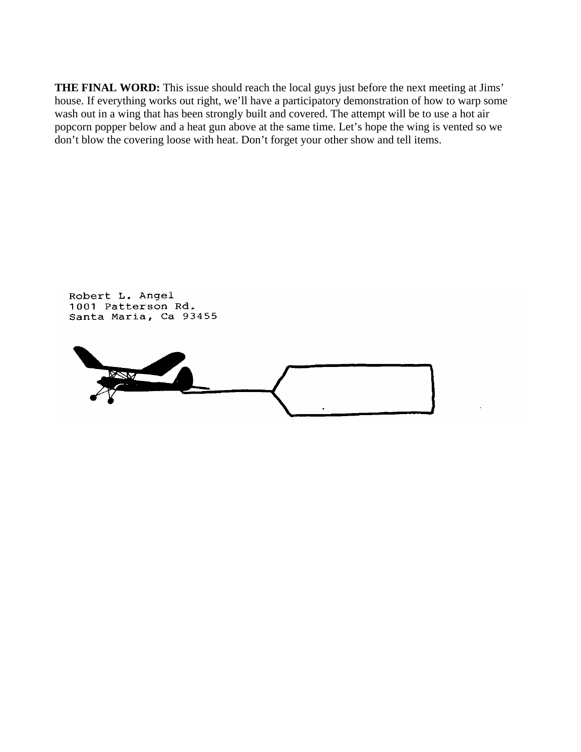**THE FINAL WORD:** This issue should reach the local guys just before the next meeting at Jims' house. If everything works out right, we'll have a participatory demonstration of how to warp some wash out in a wing that has been strongly built and covered. The attempt will be to use a hot air popcorn popper below and a heat gun above at the same time. Let's hope the wing is vented so we don't blow the covering loose with heat. Don't forget your other show and tell items.

Robert L. Angel
1001 Patterson Rd.
Santa Maria, Ca 93455